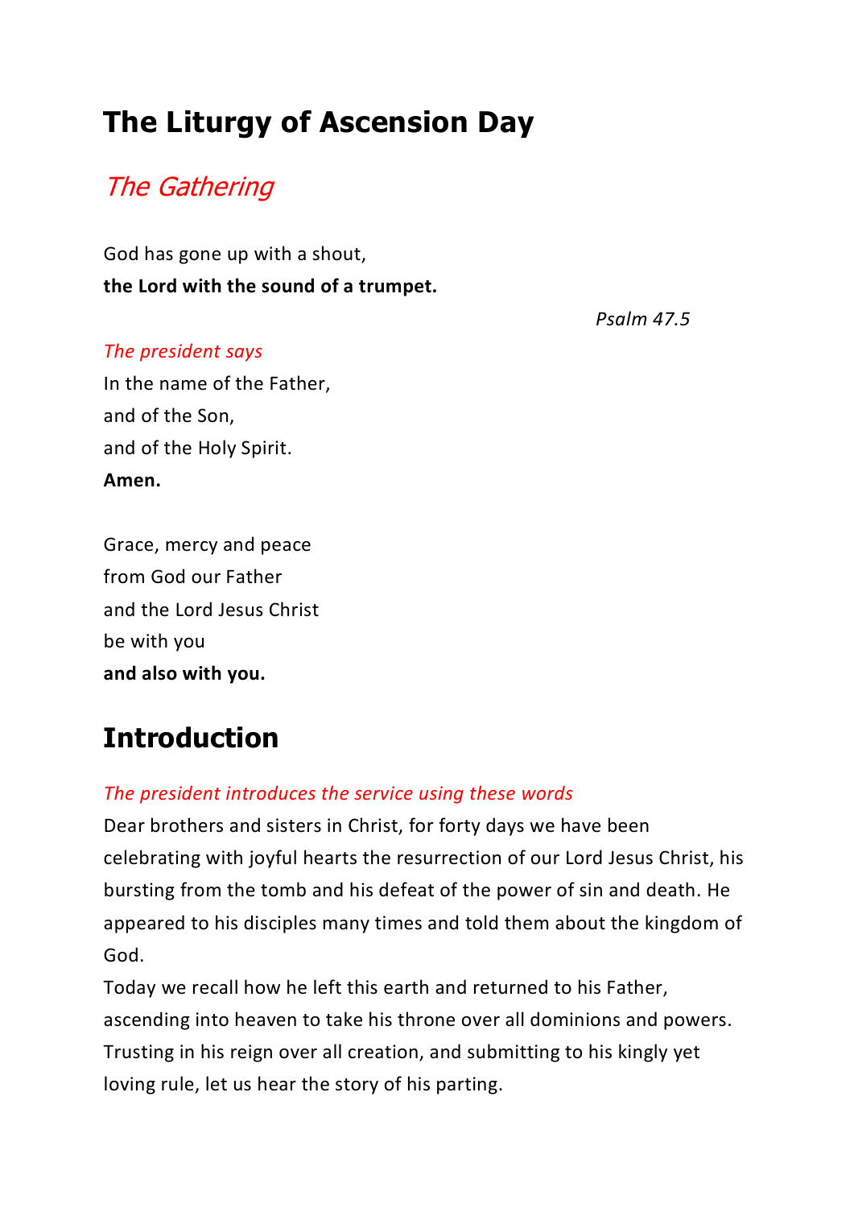# The Liturgy of Ascension Day

## *The Gathering*

God has gone up with a shout,
**the Lord with the sound of a trumpet.**

*Psalm 47.5*

*The president says*

In the name of the Father,
and of the Son,
and of the Holy Spirit.
**Amen.**

Grace, mercy and peace
from God our Father
and the Lord Jesus Christ
be with you
**and also with you.**

# Introduction

*The president introduces the service using these words*

Dear brothers and sisters in Christ, for forty days we have been celebrating with joyful hearts the resurrection of our Lord Jesus Christ, his bursting from the tomb and his defeat of the power of sin and death. He appeared to his disciples many times and told them about the kingdom of God.

Today we recall how he left this earth and returned to his Father, ascending into heaven to take his throne over all dominions and powers. Trusting in his reign over all creation, and submitting to his kingly yet loving rule, let us hear the story of his parting.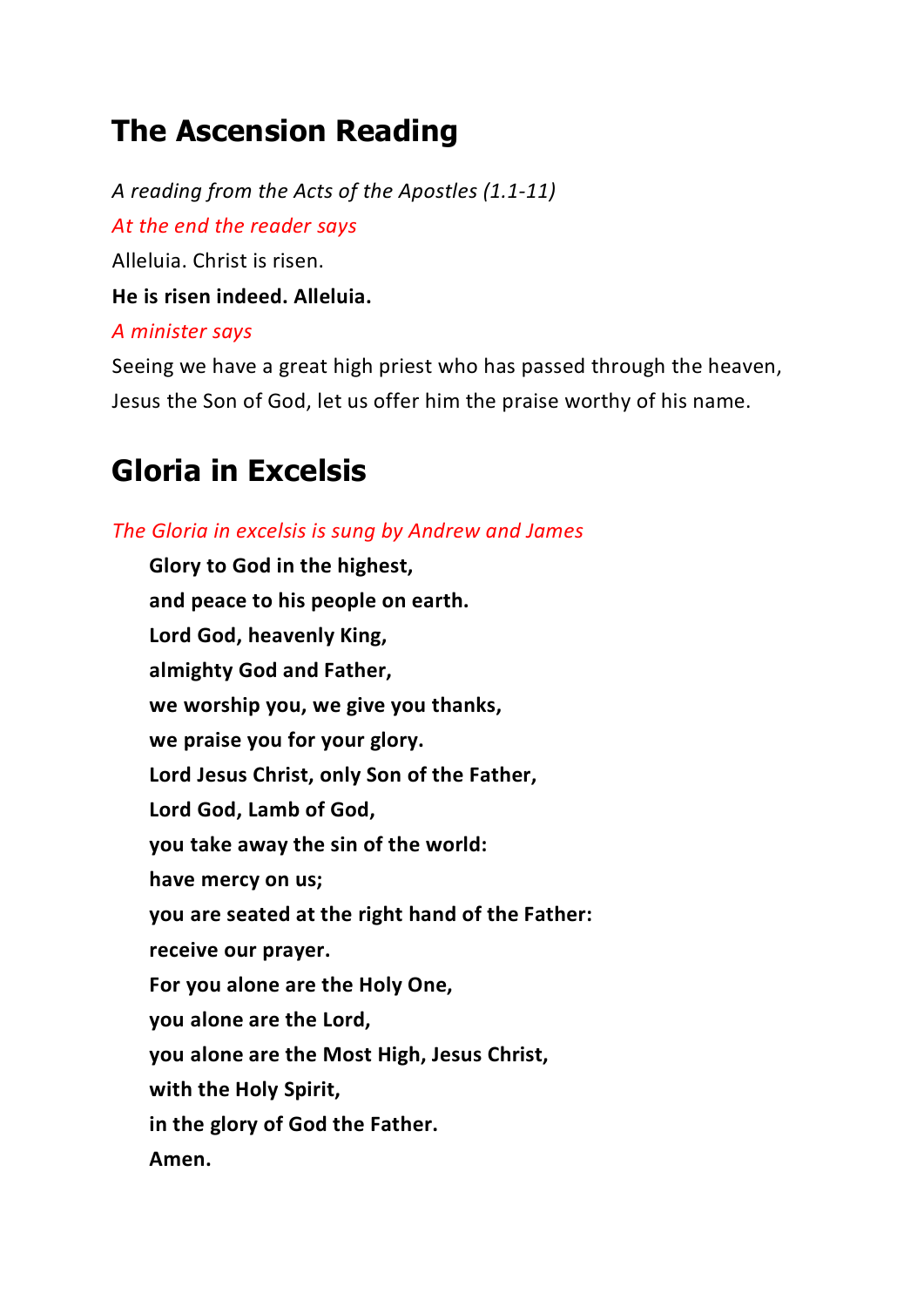## The Ascension Reading

*A reading from the Acts of the Apostles (1.1-11)*

*At the end the reader says*

Alleluia. Christ is risen.

**He is risen indeed. Alleluia.**

*A minister says*

Seeing we have a great high priest who has passed through the heaven, Jesus the Son of God, let us offer him the praise worthy of his name.

## Gloria in Excelsis

*The Gloria in excelsis is sung by Andrew and James*

**Glory to God in the highest,**
**and peace to his people on earth.**
**Lord God, heavenly King,**
**almighty God and Father,**
**we worship you, we give you thanks,**
**we praise you for your glory.**
**Lord Jesus Christ, only Son of the Father,**
**Lord God, Lamb of God,**
**you take away the sin of the world:**
**have mercy on us;**
**you are seated at the right hand of the Father:**
**receive our prayer.**
**For you alone are the Holy One,**
**you alone are the Lord,**
**you alone are the Most High, Jesus Christ,**
**with the Holy Spirit,**
**in the glory of God the Father.**
**Amen.**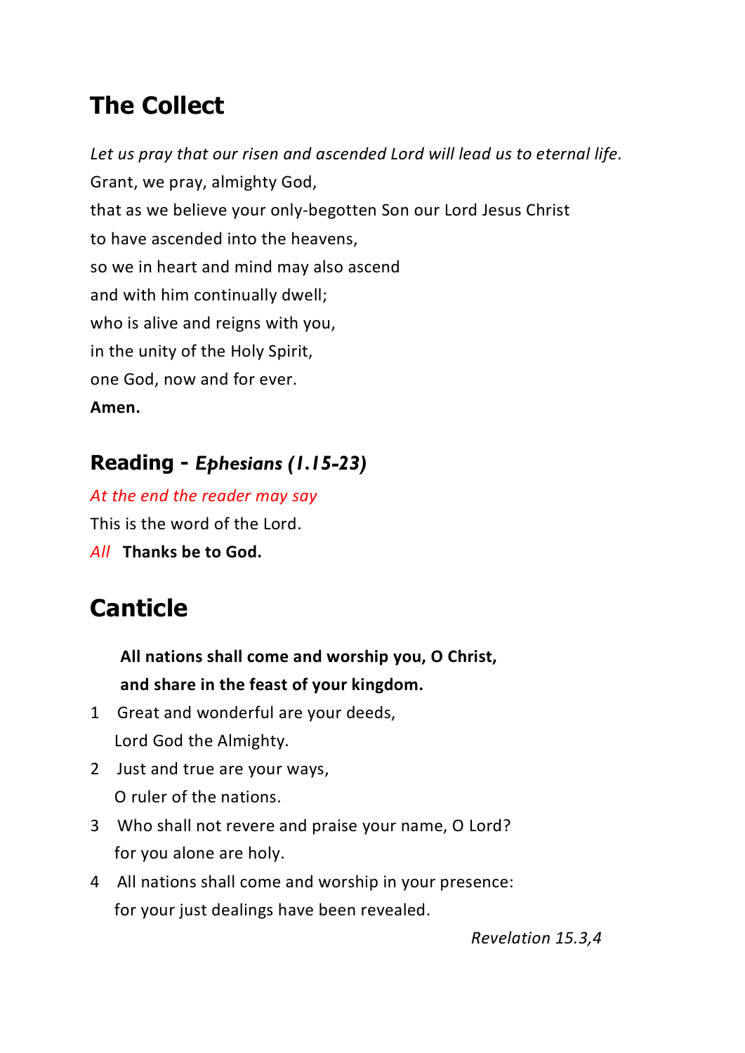## The Collect

*Let us pray that our risen and ascended Lord will lead us to eternal life.*

Grant, we pray, almighty God,
that as we believe your only-begotten Son our Lord Jesus Christ
to have ascended into the heavens,
so we in heart and mind may also ascend
and with him continually dwell;
who is alive and reigns with you,
in the unity of the Holy Spirit,
one God, now and for ever.
**Amen.**

### Reading - *Ephesians (1.15-23)*

*At the end the reader may say*

This is the word of the Lord.

*All* **Thanks be to God.**

## Canticle

**All nations shall come and worship you, O Christ,**
**and share in the feast of your kingdom.**

1 Great and wonderful are your deeds,
Lord God the Almighty.

2 Just and true are your ways,
O ruler of the nations.

3 Who shall not revere and praise your name, O Lord?
for you alone are holy.

4 All nations shall come and worship in your presence:
for your just dealings have been revealed.

*Revelation 15.3,4*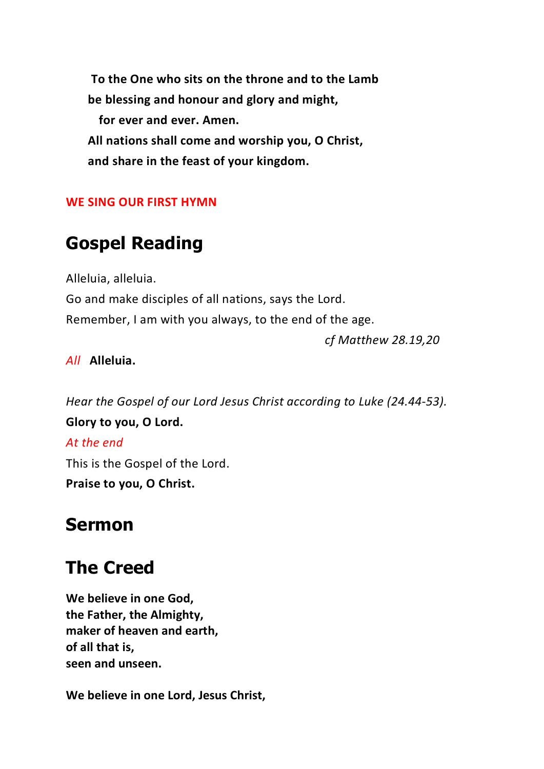**To the One who sits on the throne and to the Lamb**
**be blessing and honour and glory and might,**
**for ever and ever. Amen.**
**All nations shall come and worship you, O Christ,**
**and share in the feast of your kingdom.**

WE SING OUR FIRST HYMN

## Gospel Reading

Alleluia, alleluia.
Go and make disciples of all nations, says the Lord.
Remember, I am with you always, to the end of the age.

*cf Matthew 28.19,20*

*All* **Alleluia.**

*Hear the Gospel of our Lord Jesus Christ according to Luke (24.44-53).*
**Glory to you, O Lord.**
*At the end*
This is the Gospel of the Lord.
**Praise to you, O Christ.**

## Sermon

## The Creed

**We believe in one God,**
**the Father, the Almighty,**
**maker of heaven and earth,**
**of all that is,**
**seen and unseen.**

**We believe in one Lord, Jesus Christ,**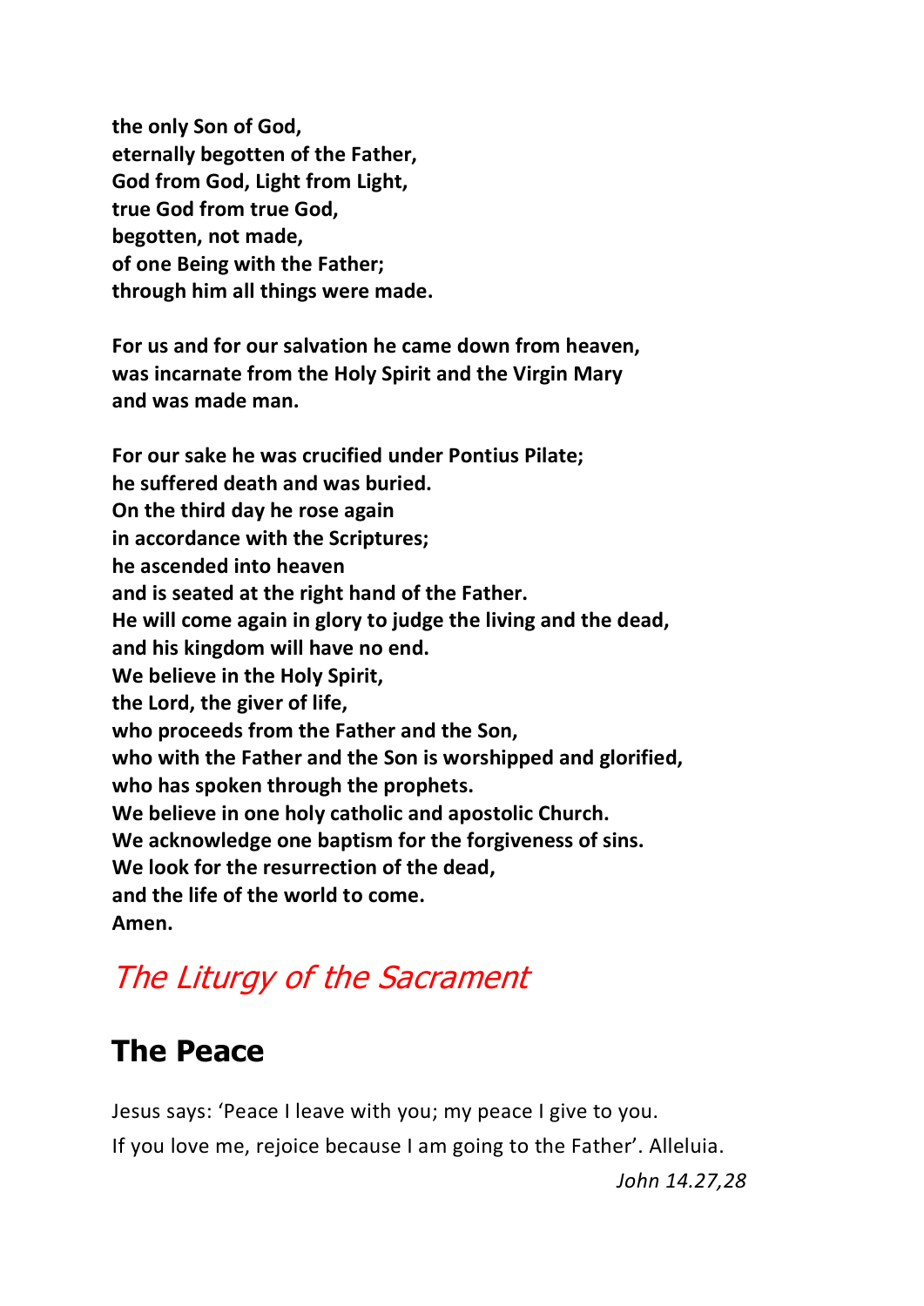**the only Son of God,**
**eternally begotten of the Father,**
**God from God, Light from Light,**
**true God from true God,**
**begotten, not made,**
**of one Being with the Father;**
**through him all things were made.**

**For us and for our salvation he came down from heaven,**
**was incarnate from the Holy Spirit and the Virgin Mary**
**and was made man.**

**For our sake he was crucified under Pontius Pilate;**
**he suffered death and was buried.**
**On the third day he rose again**
**in accordance with the Scriptures;**
**he ascended into heaven**
**and is seated at the right hand of the Father.**
**He will come again in glory to judge the living and the dead,**
**and his kingdom will have no end.**
**We believe in the Holy Spirit,**
**the Lord, the giver of life,**
**who proceeds from the Father and the Son,**
**who with the Father and the Son is worshipped and glorified,**
**who has spoken through the prophets.**
**We believe in one holy catholic and apostolic Church.**
**We acknowledge one baptism for the forgiveness of sins.**
**We look for the resurrection of the dead,**
**and the life of the world to come.**
**Amen.**

# *The Liturgy of the Sacrament*

## The Peace

Jesus says: 'Peace I leave with you; my peace I give to you.
If you love me, rejoice because I am going to the Father'. Alleluia.

*John 14.27,28*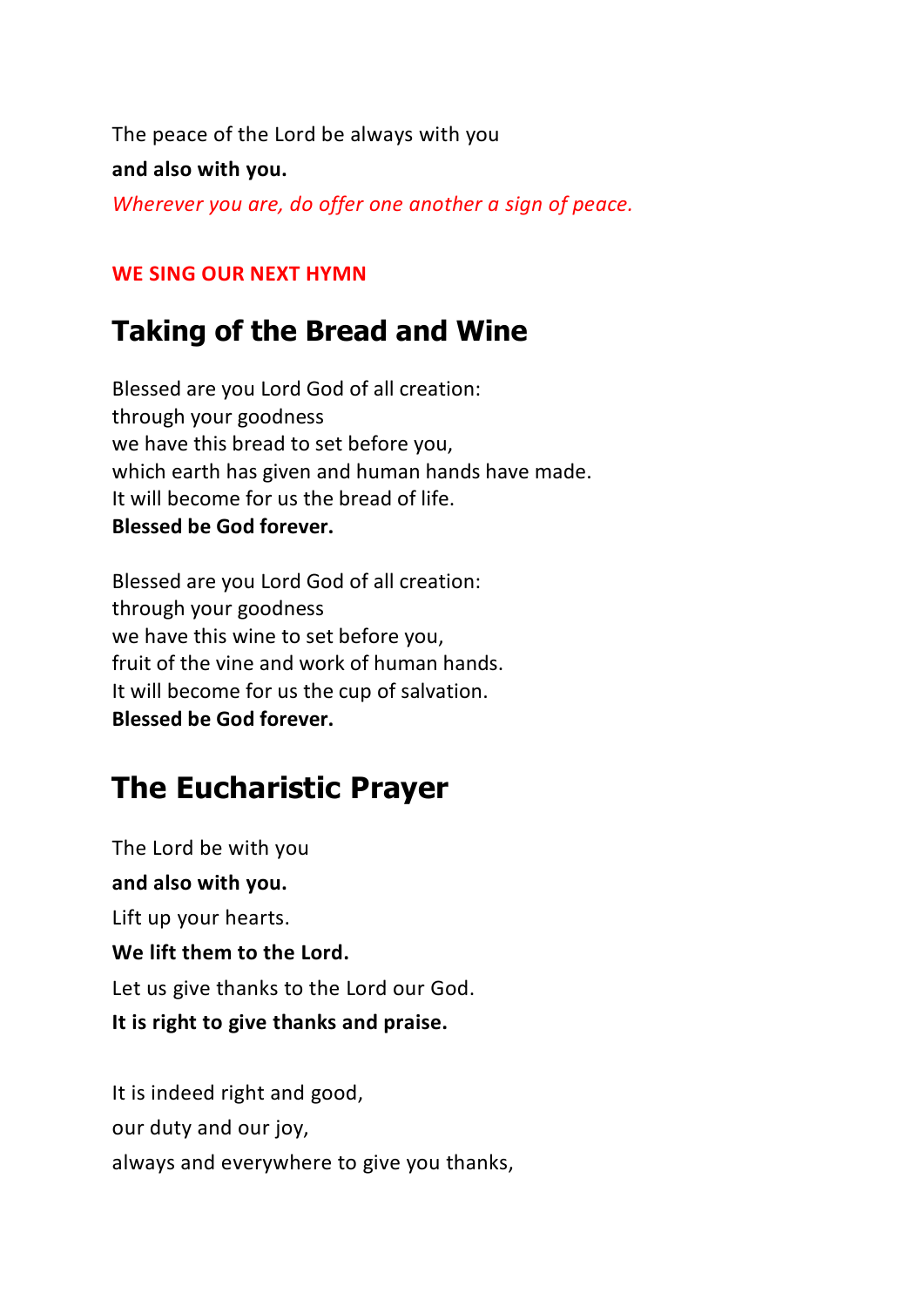The peace of the Lord be always with you

**and also with you.**

*Wherever you are, do offer one another a sign of peace.*

**WE SING OUR NEXT HYMN**

## Taking of the Bread and Wine

Blessed are you Lord God of all creation:
through your goodness
we have this bread to set before you,
which earth has given and human hands have made.
It will become for us the bread of life.
**Blessed be God forever.**

Blessed are you Lord God of all creation:
through your goodness
we have this wine to set before you,
fruit of the vine and work of human hands.
It will become for us the cup of salvation.
**Blessed be God forever.**

## The Eucharistic Prayer

The Lord be with you

**and also with you.**

Lift up your hearts.

**We lift them to the Lord.**

Let us give thanks to the Lord our God.

**It is right to give thanks and praise.**

It is indeed right and good,

our duty and our joy,

always and everywhere to give you thanks,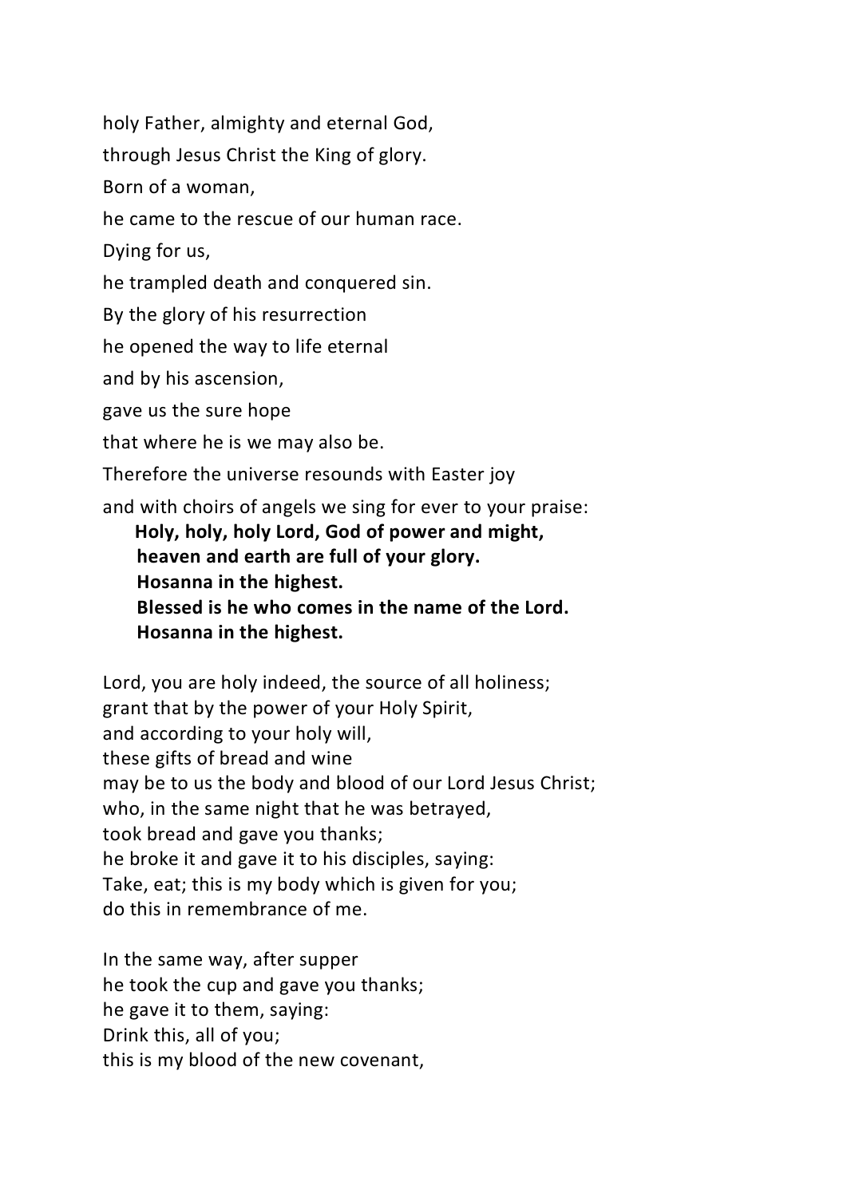holy Father, almighty and eternal God,

through Jesus Christ the King of glory.

Born of a woman,

he came to the rescue of our human race.

Dying for us,

he trampled death and conquered sin.

By the glory of his resurrection

he opened the way to life eternal

and by his ascension,

gave us the sure hope

that where he is we may also be.

Therefore the universe resounds with Easter joy

and with choirs of angels we sing for ever to your praise:

> **Holy, holy, holy Lord, God of power and might,**
> **heaven and earth are full of your glory.**
> **Hosanna in the highest.**
> **Blessed is he who comes in the name of the Lord.**
> **Hosanna in the highest.**

Lord, you are holy indeed, the source of all holiness;
grant that by the power of your Holy Spirit,
and according to your holy will,
these gifts of bread and wine
may be to us the body and blood of our Lord Jesus Christ;
who, in the same night that he was betrayed,
took bread and gave you thanks;
he broke it and gave it to his disciples, saying:
Take, eat; this is my body which is given for you;
do this in remembrance of me.

In the same way, after supper
he took the cup and gave you thanks;
he gave it to them, saying:
Drink this, all of you;
this is my blood of the new covenant,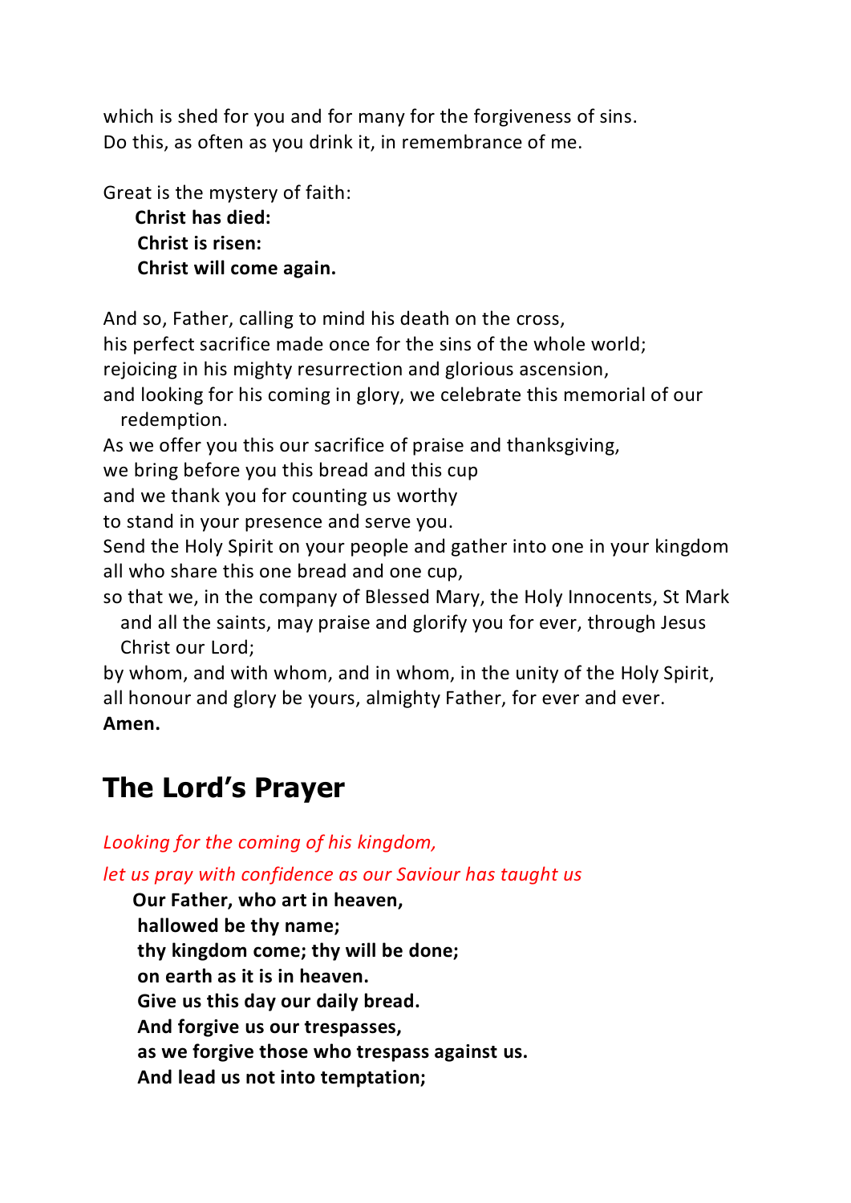which is shed for you and for many for the forgiveness of sins.
Do this, as often as you drink it, in remembrance of me.

Great is the mystery of faith:

**Christ has died:**
**Christ is risen:**
**Christ will come again.**

And so, Father, calling to mind his death on the cross,
his perfect sacrifice made once for the sins of the whole world;
rejoicing in his mighty resurrection and glorious ascension,
and looking for his coming in glory, we celebrate this memorial of our redemption.
As we offer you this our sacrifice of praise and thanksgiving,
we bring before you this bread and this cup
and we thank you for counting us worthy
to stand in your presence and serve you.
Send the Holy Spirit on your people and gather into one in your kingdom
all who share this one bread and one cup,
so that we, in the company of Blessed Mary, the Holy Innocents, St Mark and all the saints, may praise and glorify you for ever, through Jesus Christ our Lord;
by whom, and with whom, and in whom, in the unity of the Holy Spirit,
all honour and glory be yours, almighty Father, for ever and ever.
**Amen.**

## The Lord's Prayer

*Looking for the coming of his kingdom,*

*let us pray with confidence as our Saviour has taught us*

**Our Father, who art in heaven,**
**hallowed be thy name;**
**thy kingdom come; thy will be done;**
**on earth as it is in heaven.**
**Give us this day our daily bread.**
**And forgive us our trespasses,**
**as we forgive those who trespass against us.**
**And lead us not into temptation;**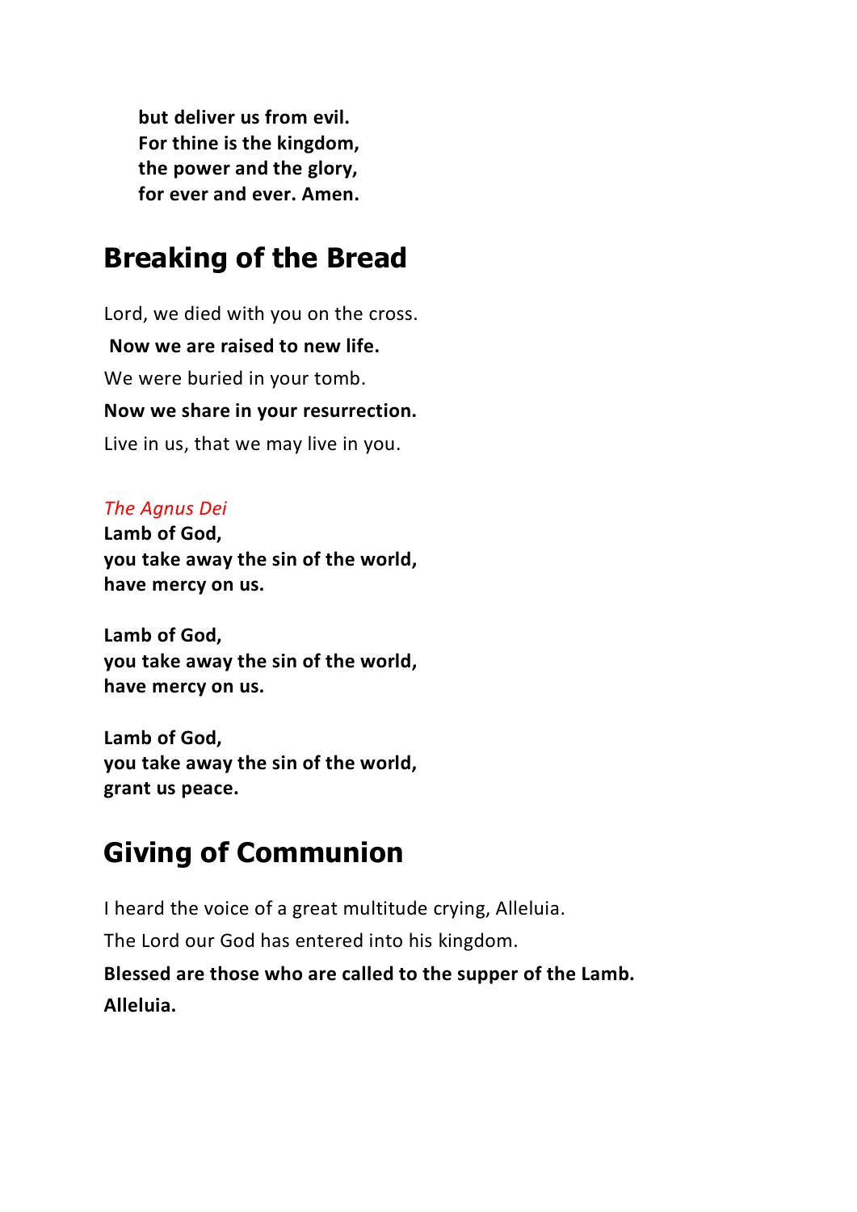**but deliver us from evil.**
**For thine is the kingdom,**
**the power and the glory,**
**for ever and ever. Amen.**

## Breaking of the Bread

Lord, we died with you on the cross.

**Now we are raised to new life.**

We were buried in your tomb.

**Now we share in your resurrection.**

Live in us, that we may live in you.

*The Agnus Dei*

**Lamb of God,**
**you take away the sin of the world,**
**have mercy on us.**

**Lamb of God,**
**you take away the sin of the world,**
**have mercy on us.**

**Lamb of God,**
**you take away the sin of the world,**
**grant us peace.**

## Giving of Communion

I heard the voice of a great multitude crying, Alleluia.

The Lord our God has entered into his kingdom.

**Blessed are those who are called to the supper of the Lamb.**

**Alleluia.**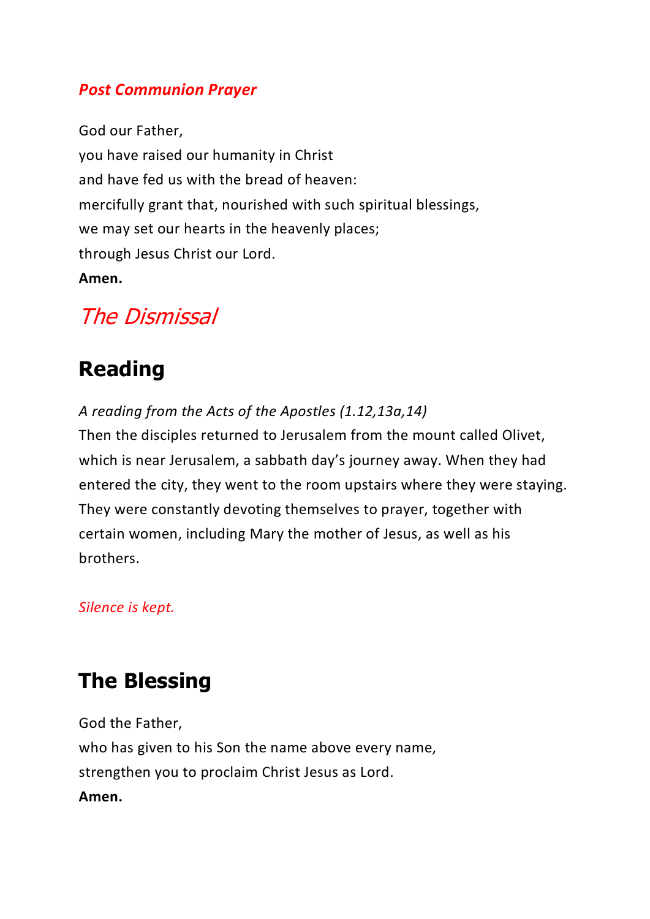### *Post Communion Prayer*

God our Father,
you have raised our humanity in Christ
and have fed us with the bread of heaven:
mercifully grant that, nourished with such spiritual blessings,
we may set our hearts in the heavenly places;
through Jesus Christ our Lord.
**Amen.**

## *The Dismissal*

## Reading

*A reading from the Acts of the Apostles (1.12,13a,14)*
Then the disciples returned to Jerusalem from the mount called Olivet, which is near Jerusalem, a sabbath day's journey away. When they had entered the city, they went to the room upstairs where they were staying. They were constantly devoting themselves to prayer, together with certain women, including Mary the mother of Jesus, as well as his brothers.

*Silence is kept.*

## The Blessing

God the Father,
who has given to his Son the name above every name,
strengthen you to proclaim Christ Jesus as Lord.
**Amen.**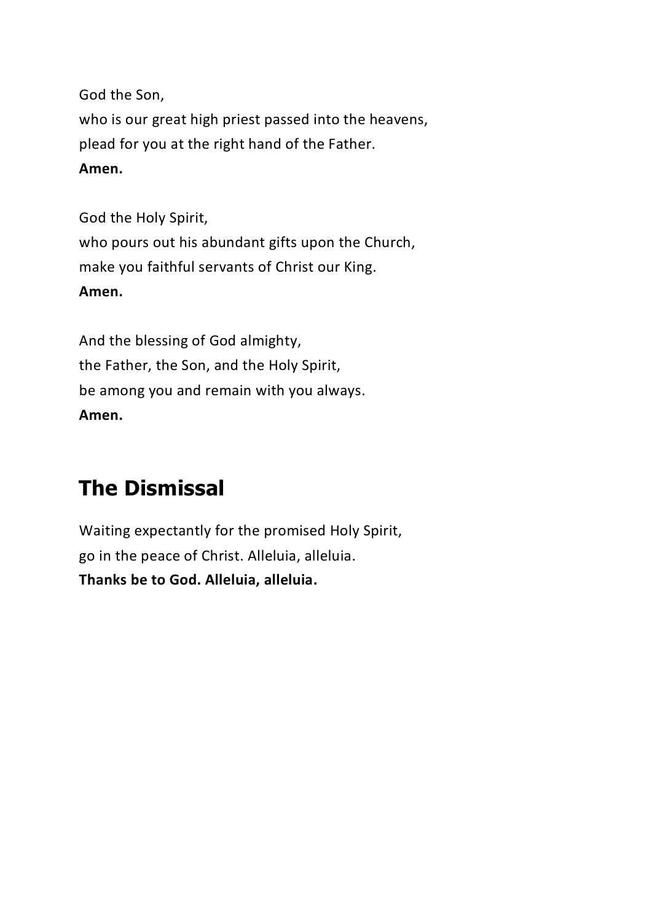God the Son,  
who is our great high priest passed into the heavens,  
plead for you at the right hand of the Father.  
**Amen.**

God the Holy Spirit,  
who pours out his abundant gifts upon the Church,  
make you faithful servants of Christ our King.  
**Amen.**

And the blessing of God almighty,  
the Father, the Son, and the Holy Spirit,  
be among you and remain with you always.  
**Amen.**

## The Dismissal

Waiting expectantly for the promised Holy Spirit,  
go in the peace of Christ. Alleluia, alleluia.  
**Thanks be to God. Alleluia, alleluia.**